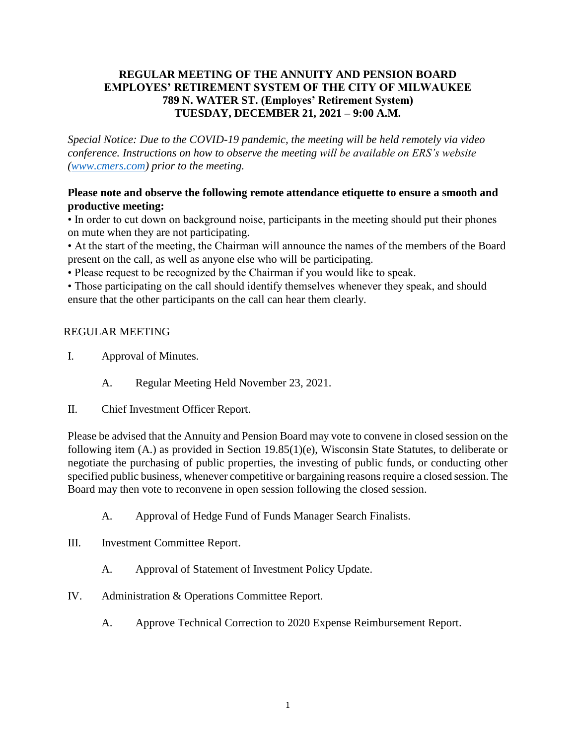**REGULAR MEETING OF THE ANNUITY AND PENSION BOARD**
**EMPLOYES' RETIREMENT SYSTEM OF THE CITY OF MILWAUKEE**
**789 N. WATER ST. (Employes' Retirement System)**
**TUESDAY, DECEMBER 21, 2021 – 9:00 A.M.**

*Special Notice: Due to the COVID-19 pandemic, the meeting will be held remotely via video conference. Instructions on how to observe the meeting will be available on ERS's website (www.cmers.com) prior to the meeting.*

**Please note and observe the following remote attendance etiquette to ensure a smooth and productive meeting:**

- In order to cut down on background noise, participants in the meeting should put their phones on mute when they are not participating.
- At the start of the meeting, the Chairman will announce the names of the members of the Board present on the call, as well as anyone else who will be participating.
- Please request to be recognized by the Chairman if you would like to speak.
- Those participating on the call should identify themselves whenever they speak, and should ensure that the other participants on the call can hear them clearly.

REGULAR MEETING

I. Approval of Minutes.

 A. Regular Meeting Held November 23, 2021.

II. Chief Investment Officer Report.

Please be advised that the Annuity and Pension Board may vote to convene in closed session on the following item (A.) as provided in Section 19.85(1)(e), Wisconsin State Statutes, to deliberate or negotiate the purchasing of public properties, the investing of public funds, or conducting other specified public business, whenever competitive or bargaining reasons require a closed session. The Board may then vote to reconvene in open session following the closed session.

 A. Approval of Hedge Fund of Funds Manager Search Finalists.

III. Investment Committee Report.

 A. Approval of Statement of Investment Policy Update.

IV. Administration & Operations Committee Report.

 A. Approve Technical Correction to 2020 Expense Reimbursement Report.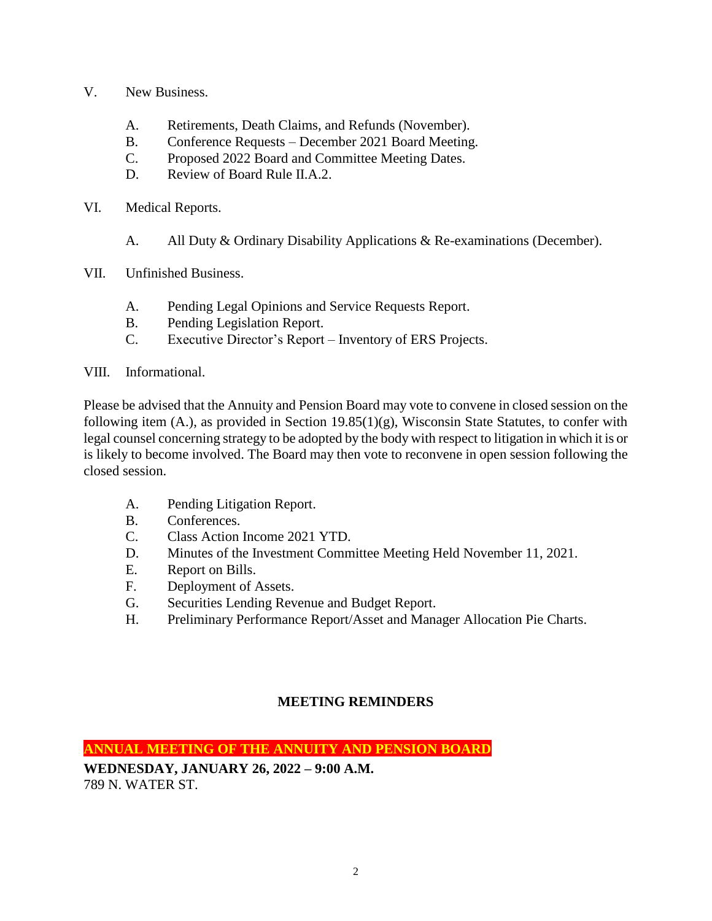V. New Business.

A. Retirements, Death Claims, and Refunds (November).
B. Conference Requests – December 2021 Board Meeting.
C. Proposed 2022 Board and Committee Meeting Dates.
D. Review of Board Rule II.A.2.

VI. Medical Reports.

A. All Duty & Ordinary Disability Applications & Re-examinations (December).

VII. Unfinished Business.

A. Pending Legal Opinions and Service Requests Report.
B. Pending Legislation Report.
C. Executive Director's Report – Inventory of ERS Projects.

VIII. Informational.

Please be advised that the Annuity and Pension Board may vote to convene in closed session on the following item (A.), as provided in Section 19.85(1)(g), Wisconsin State Statutes, to confer with legal counsel concerning strategy to be adopted by the body with respect to litigation in which it is or is likely to become involved. The Board may then vote to reconvene in open session following the closed session.

A. Pending Litigation Report.
B. Conferences.
C. Class Action Income 2021 YTD.
D. Minutes of the Investment Committee Meeting Held November 11, 2021.
E. Report on Bills.
F. Deployment of Assets.
G. Securities Lending Revenue and Budget Report.
H. Preliminary Performance Report/Asset and Manager Allocation Pie Charts.

## MEETING REMINDERS

**ANNUAL MEETING OF THE ANNUITY AND PENSION BOARD**

**WEDNESDAY, JANUARY 26, 2022 – 9:00 A.M.**
789 N. WATER ST.